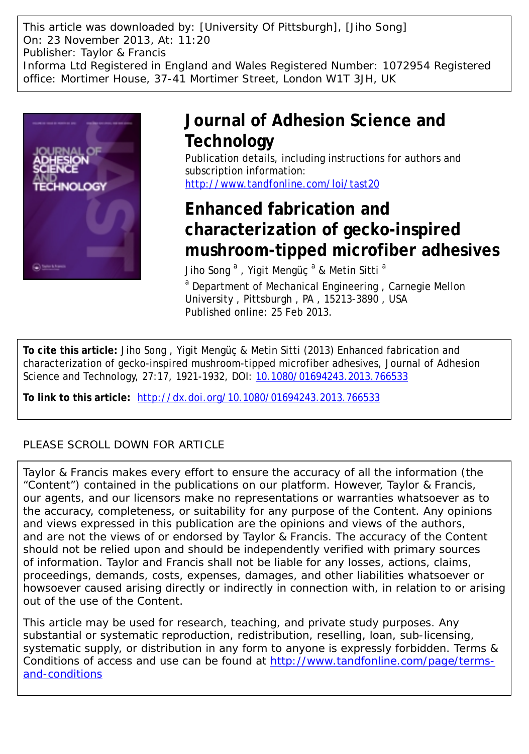This article was downloaded by: [University Of Pittsburgh], [Jiho Song]
On: 23 November 2013, At: 11:20
Publisher: Taylor & Francis
Informa Ltd Registered in England and Wales Registered Number: 1072954 Registered office: Mortimer House, 37-41 Mortimer Street, London W1T 3JH, UK

# Journal of Adhesion Science and Technology

Publication details, including instructions for authors and subscription information:
http://www.tandfonline.com/loi/tast20

# Enhanced fabrication and characterization of gecko-inspired mushroom-tipped microfiber adhesives

Jiho Song [a] , Yigit Mengüç [a] & Metin Sitti [a]

[a] Department of Mechanical Engineering , Carnegie Mellon University , Pittsburgh , PA , 15213-3890 , USA
Published online: 25 Feb 2013.

**To cite this article:** Jiho Song , Yigit Mengüç & Metin Sitti (2013) Enhanced fabrication and characterization of gecko-inspired mushroom-tipped microfiber adhesives, Journal of Adhesion Science and Technology, 27:17, 1921-1932, DOI: 10.1080/01694243.2013.766533

**To link to this article:** http://dx.doi.org/10.1080/01694243.2013.766533

PLEASE SCROLL DOWN FOR ARTICLE

Taylor & Francis makes every effort to ensure the accuracy of all the information (the "Content") contained in the publications on our platform. However, Taylor & Francis, our agents, and our licensors make no representations or warranties whatsoever as to the accuracy, completeness, or suitability for any purpose of the Content. Any opinions and views expressed in this publication are the opinions and views of the authors, and are not the views of or endorsed by Taylor & Francis. The accuracy of the Content should not be relied upon and should be independently verified with primary sources of information. Taylor and Francis shall not be liable for any losses, actions, claims, proceedings, demands, costs, expenses, damages, and other liabilities whatsoever or howsoever caused arising directly or indirectly in connection with, in relation to or arising out of the use of the Content.

This article may be used for research, teaching, and private study purposes. Any substantial or systematic reproduction, redistribution, reselling, loan, sub-licensing, systematic supply, or distribution in any form to anyone is expressly forbidden. Terms & Conditions of access and use can be found at http://www.tandfonline.com/page/terms-and-conditions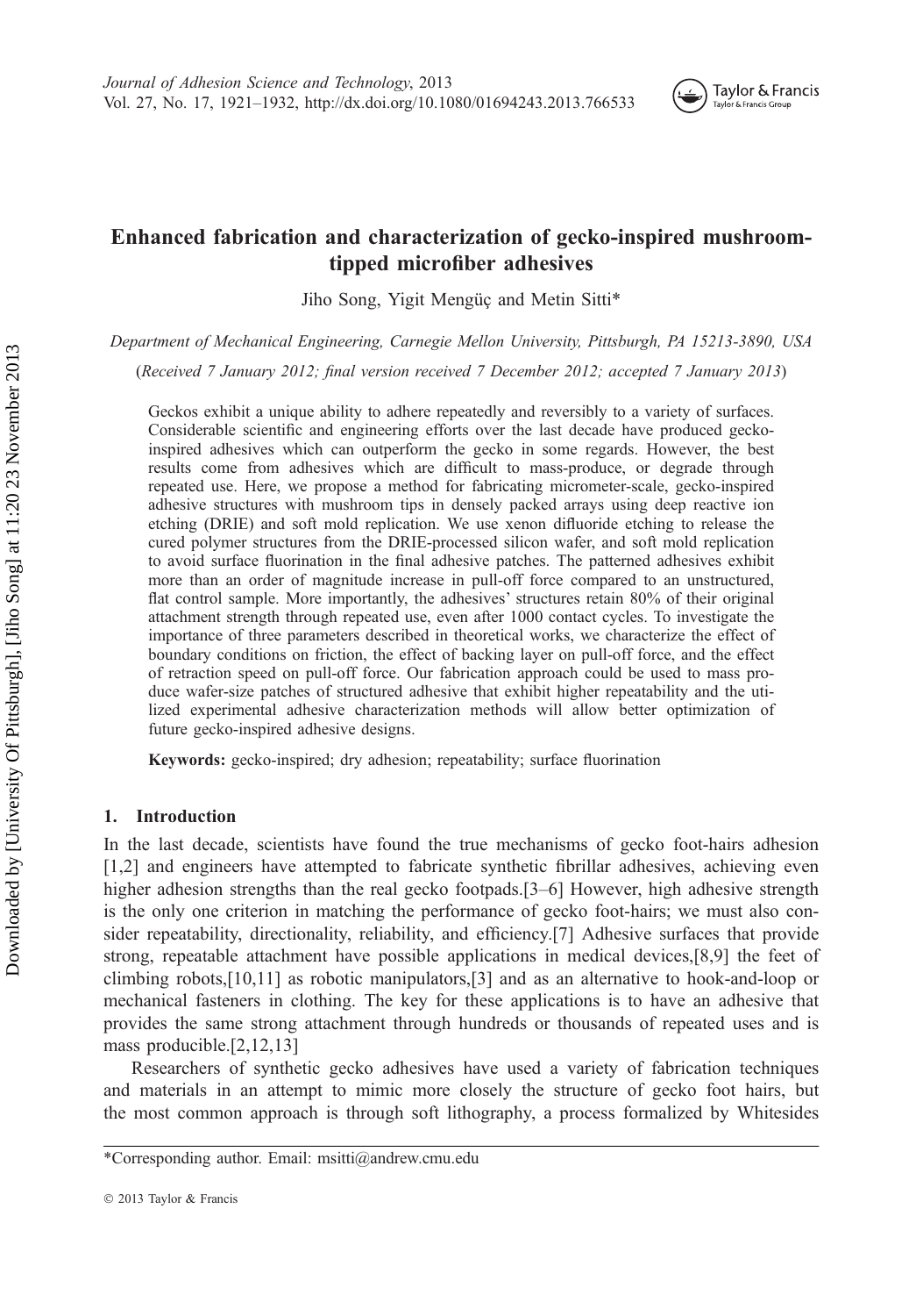# Enhanced fabrication and characterization of gecko-inspired mushroom-tipped microfiber adhesives

Jiho Song, Yigit Mengüç and Metin Sitti*

*Department of Mechanical Engineering, Carnegie Mellon University, Pittsburgh, PA 15213-3890, USA*

(*Received 7 January 2012; final version received 7 December 2012; accepted 7 January 2013*)

Geckos exhibit a unique ability to adhere repeatedly and reversibly to a variety of surfaces. Considerable scientific and engineering efforts over the last decade have produced gecko-inspired adhesives which can outperform the gecko in some regards. However, the best results come from adhesives which are difficult to mass-produce, or degrade through repeated use. Here, we propose a method for fabricating micrometer-scale, gecko-inspired adhesive structures with mushroom tips in densely packed arrays using deep reactive ion etching (DRIE) and soft mold replication. We use xenon difluoride etching to release the cured polymer structures from the DRIE-processed silicon wafer, and soft mold replication to avoid surface fluorination in the final adhesive patches. The patterned adhesives exhibit more than an order of magnitude increase in pull-off force compared to an unstructured, flat control sample. More importantly, the adhesives' structures retain 80% of their original attachment strength through repeated use, even after 1000 contact cycles. To investigate the importance of three parameters described in theoretical works, we characterize the effect of boundary conditions on friction, the effect of backing layer on pull-off force, and the effect of retraction speed on pull-off force. Our fabrication approach could be used to mass produce wafer-size patches of structured adhesive that exhibit higher repeatability and the utilized experimental adhesive characterization methods will allow better optimization of future gecko-inspired adhesive designs.

**Keywords:** gecko-inspired; dry adhesion; repeatability; surface fluorination

## 1. Introduction

In the last decade, scientists have found the true mechanisms of gecko foot-hairs adhesion [1,2] and engineers have attempted to fabricate synthetic fibrillar adhesives, achieving even higher adhesion strengths than the real gecko footpads.[3–6] However, high adhesive strength is the only one criterion in matching the performance of gecko foot-hairs; we must also consider repeatability, directionality, reliability, and efficiency.[7] Adhesive surfaces that provide strong, repeatable attachment have possible applications in medical devices,[8,9] the feet of climbing robots,[10,11] as robotic manipulators,[3] and as an alternative to hook-and-loop or mechanical fasteners in clothing. The key for these applications is to have an adhesive that provides the same strong attachment through hundreds or thousands of repeated uses and is mass producible.[2,12,13]

Researchers of synthetic gecko adhesives have used a variety of fabrication techniques and materials in an attempt to mimic more closely the structure of gecko foot hairs, but the most common approach is through soft lithography, a process formalized by Whitesides

*Corresponding author. Email: msitti@andrew.cmu.edu

© 2013 Taylor & Francis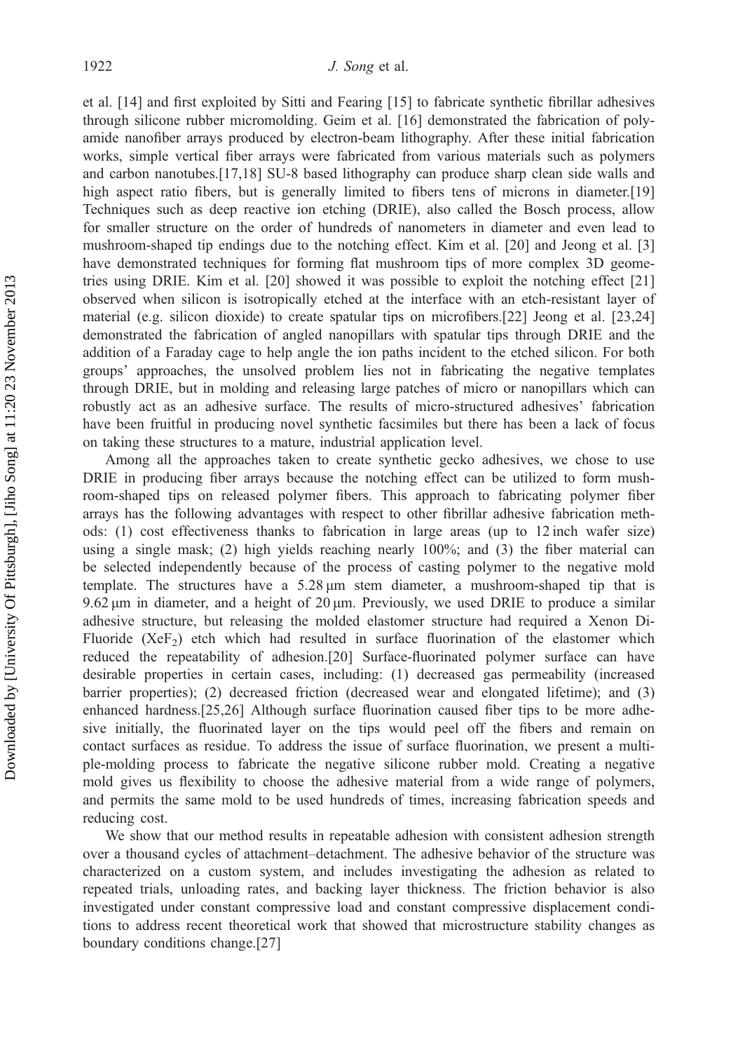et al. [14] and first exploited by Sitti and Fearing [15] to fabricate synthetic fibrillar adhesives through silicone rubber micromolding. Geim et al. [16] demonstrated the fabrication of polyamide nanofiber arrays produced by electron-beam lithography. After these initial fabrication works, simple vertical fiber arrays were fabricated from various materials such as polymers and carbon nanotubes.[17,18] SU-8 based lithography can produce sharp clean side walls and high aspect ratio fibers, but is generally limited to fibers tens of microns in diameter.[19] Techniques such as deep reactive ion etching (DRIE), also called the Bosch process, allow for smaller structure on the order of hundreds of nanometers in diameter and even lead to mushroom-shaped tip endings due to the notching effect. Kim et al. [20] and Jeong et al. [3] have demonstrated techniques for forming flat mushroom tips of more complex 3D geometries using DRIE. Kim et al. [20] showed it was possible to exploit the notching effect [21] observed when silicon is isotropically etched at the interface with an etch-resistant layer of material (e.g. silicon dioxide) to create spatular tips on microfibers.[22] Jeong et al. [23,24] demonstrated the fabrication of angled nanopillars with spatular tips through DRIE and the addition of a Faraday cage to help angle the ion paths incident to the etched silicon. For both groups' approaches, the unsolved problem lies not in fabricating the negative templates through DRIE, but in molding and releasing large patches of micro or nanopillars which can robustly act as an adhesive surface. The results of micro-structured adhesives' fabrication have been fruitful in producing novel synthetic facsimiles but there has been a lack of focus on taking these structures to a mature, industrial application level.

Among all the approaches taken to create synthetic gecko adhesives, we chose to use DRIE in producing fiber arrays because the notching effect can be utilized to form mushroom-shaped tips on released polymer fibers. This approach to fabricating polymer fiber arrays has the following advantages with respect to other fibrillar adhesive fabrication methods: (1) cost effectiveness thanks to fabrication in large areas (up to 12 inch wafer size) using a single mask; (2) high yields reaching nearly 100%; and (3) the fiber material can be selected independently because of the process of casting polymer to the negative mold template. The structures have a 5.28 μm stem diameter, a mushroom-shaped tip that is 9.62 μm in diameter, and a height of 20 μm. Previously, we used DRIE to produce a similar adhesive structure, but releasing the molded elastomer structure had required a Xenon Di-Fluoride ($XeF_2$) etch which had resulted in surface fluorination of the elastomer which reduced the repeatability of adhesion.[20] Surface-fluorinated polymer surface can have desirable properties in certain cases, including: (1) decreased gas permeability (increased barrier properties); (2) decreased friction (decreased wear and elongated lifetime); and (3) enhanced hardness.[25,26] Although surface fluorination caused fiber tips to be more adhesive initially, the fluorinated layer on the tips would peel off the fibers and remain on contact surfaces as residue. To address the issue of surface fluorination, we present a multiple-molding process to fabricate the negative silicone rubber mold. Creating a negative mold gives us flexibility to choose the adhesive material from a wide range of polymers, and permits the same mold to be used hundreds of times, increasing fabrication speeds and reducing cost.

We show that our method results in repeatable adhesion with consistent adhesion strength over a thousand cycles of attachment–detachment. The adhesive behavior of the structure was characterized on a custom system, and includes investigating the adhesion as related to repeated trials, unloading rates, and backing layer thickness. The friction behavior is also investigated under constant compressive load and constant compressive displacement conditions to address recent theoretical work that showed that microstructure stability changes as boundary conditions change.[27]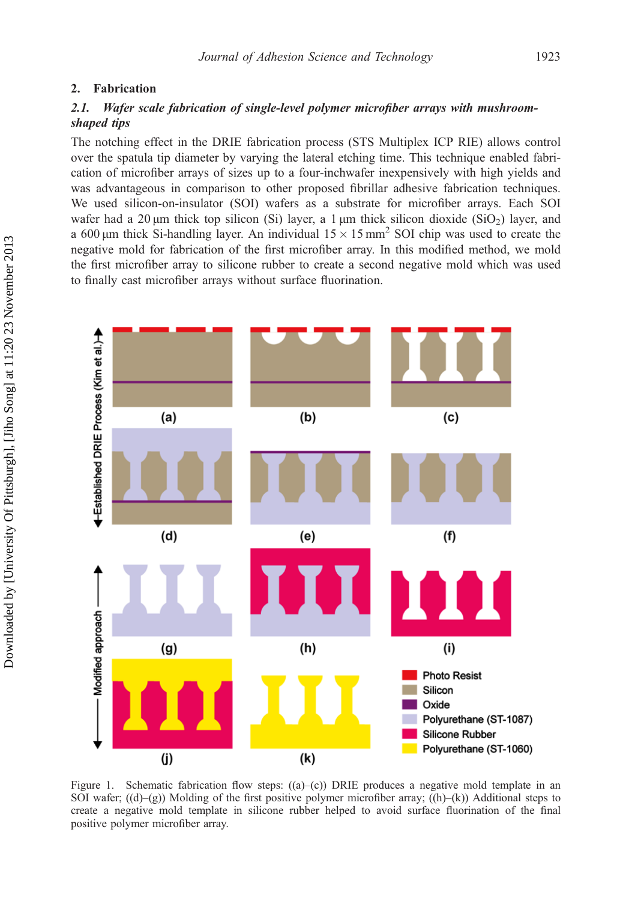## 2. Fabrication

### 2.1. *Wafer scale fabrication of single-level polymer microfiber arrays with mushroom-shaped tips*

The notching effect in the DRIE fabrication process (STS Multiplex ICP RIE) allows control over the spatula tip diameter by varying the lateral etching time. This technique enabled fabrication of microfiber arrays of sizes up to a four-inchwafer inexpensively with high yields and was advantageous in comparison to other proposed fibrillar adhesive fabrication techniques. We used silicon-on-insulator (SOI) wafers as a substrate for microfiber arrays. Each SOI wafer had a 20 μm thick top silicon (Si) layer, a 1 μm thick silicon dioxide ($SiO_2$) layer, and a 600 μm thick Si-handling layer. An individual $15 \times 15\,\text{mm}^2$ SOI chip was used to create the negative mold for fabrication of the first microfiber array. In this modified method, we mold the first microfiber array to silicone rubber to create a second negative mold which was used to finally cast microfiber arrays without surface fluorination.

Figure 1. Schematic fabrication flow steps: ((a)–(c)) DRIE produces a negative mold template in an SOI wafer; ((d)–(g)) Molding of the first positive polymer microfiber array; ((h)–(k)) Additional steps to create a negative mold template in silicone rubber helped to avoid surface fluorination of the final positive polymer microfiber array.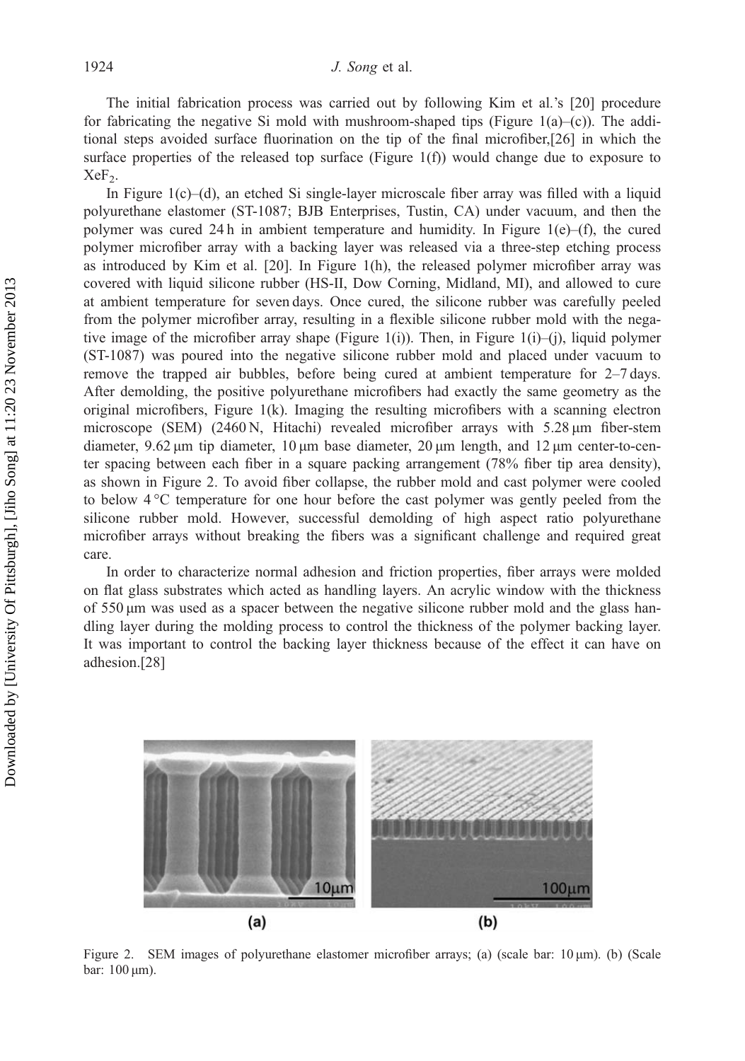The initial fabrication process was carried out by following Kim et al.'s [20] procedure for fabricating the negative Si mold with mushroom-shaped tips (Figure 1(a)–(c)). The additional steps avoided surface fluorination on the tip of the final microfiber,[26] in which the surface properties of the released top surface (Figure 1(f)) would change due to exposure to $XeF_2$.

In Figure 1(c)–(d), an etched Si single-layer microscale fiber array was filled with a liquid polyurethane elastomer (ST-1087; BJB Enterprises, Tustin, CA) under vacuum, and then the polymer was cured 24 h in ambient temperature and humidity. In Figure 1(e)–(f), the cured polymer microfiber array with a backing layer was released via a three-step etching process as introduced by Kim et al. [20]. In Figure 1(h), the released polymer microfiber array was covered with liquid silicone rubber (HS-II, Dow Corning, Midland, MI), and allowed to cure at ambient temperature for seven days. Once cured, the silicone rubber was carefully peeled from the polymer microfiber array, resulting in a flexible silicone rubber mold with the negative image of the microfiber array shape (Figure 1(i)). Then, in Figure 1(i)–(j), liquid polymer (ST-1087) was poured into the negative silicone rubber mold and placed under vacuum to remove the trapped air bubbles, before being cured at ambient temperature for 2–7 days. After demolding, the positive polyurethane microfibers had exactly the same geometry as the original microfibers, Figure 1(k). Imaging the resulting microfibers with a scanning electron microscope (SEM) (2460 N, Hitachi) revealed microfiber arrays with 5.28 μm fiber-stem diameter, 9.62 μm tip diameter, 10 μm base diameter, 20 μm length, and 12 μm center-to-center spacing between each fiber in a square packing arrangement (78% fiber tip area density), as shown in Figure 2. To avoid fiber collapse, the rubber mold and cast polymer were cooled to below 4 °C temperature for one hour before the cast polymer was gently peeled from the silicone rubber mold. However, successful demolding of high aspect ratio polyurethane microfiber arrays without breaking the fibers was a significant challenge and required great care.

In order to characterize normal adhesion and friction properties, fiber arrays were molded on flat glass substrates which acted as handling layers. An acrylic window with the thickness of 550 μm was used as a spacer between the negative silicone rubber mold and the glass handling layer during the molding process to control the thickness of the polymer backing layer. It was important to control the backing layer thickness because of the effect it can have on adhesion.[28]

Figure 2. SEM images of polyurethane elastomer microfiber arrays; (a) (scale bar: 10 μm). (b) (Scale bar: 100 μm).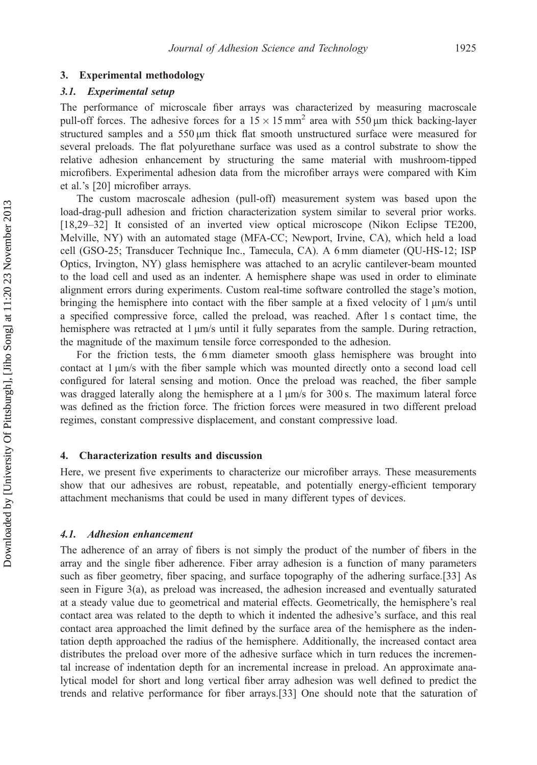## 3. Experimental methodology

### 3.1. Experimental setup

The performance of microscale fiber arrays was characterized by measuring macroscale pull-off forces. The adhesive forces for a $15 \times 15\,\text{mm}^2$ area with $550\,\mu\text{m}$ thick backing-layer structured samples and a $550\,\mu\text{m}$ thick flat smooth unstructured surface were measured for several preloads. The flat polyurethane surface was used as a control substrate to show the relative adhesion enhancement by structuring the same material with mushroom-tipped microfibers. Experimental adhesion data from the microfiber arrays were compared with Kim et al.'s [20] microfiber arrays.

The custom macroscale adhesion (pull-off) measurement system was based upon the load-drag-pull adhesion and friction characterization system similar to several prior works. [18,29–32] It consisted of an inverted view optical microscope (Nikon Eclipse TE200, Melville, NY) with an automated stage (MFA-CC; Newport, Irvine, CA), which held a load cell (GSO-25; Transducer Technique Inc., Tamecula, CA). A 6 mm diameter (QU-HS-12; ISP Optics, Irvington, NY) glass hemisphere was attached to an acrylic cantilever-beam mounted to the load cell and used as an indenter. A hemisphere shape was used in order to eliminate alignment errors during experiments. Custom real-time software controlled the stage's motion, bringing the hemisphere into contact with the fiber sample at a fixed velocity of $1\,\mu\text{m/s}$ until a specified compressive force, called the preload, was reached. After 1 s contact time, the hemisphere was retracted at $1\,\mu\text{m/s}$ until it fully separates from the sample. During retraction, the magnitude of the maximum tensile force corresponded to the adhesion.

For the friction tests, the 6 mm diameter smooth glass hemisphere was brought into contact at $1\,\mu\text{m/s}$ with the fiber sample which was mounted directly onto a second load cell configured for lateral sensing and motion. Once the preload was reached, the fiber sample was dragged laterally along the hemisphere at a $1\,\mu\text{m/s}$ for 300 s. The maximum lateral force was defined as the friction force. The friction forces were measured in two different preload regimes, constant compressive displacement, and constant compressive load.

## 4. Characterization results and discussion

Here, we present five experiments to characterize our microfiber arrays. These measurements show that our adhesives are robust, repeatable, and potentially energy-efficient temporary attachment mechanisms that could be used in many different types of devices.

### 4.1. Adhesion enhancement

The adherence of an array of fibers is not simply the product of the number of fibers in the array and the single fiber adherence. Fiber array adhesion is a function of many parameters such as fiber geometry, fiber spacing, and surface topography of the adhering surface.[33] As seen in Figure 3(a), as preload was increased, the adhesion increased and eventually saturated at a steady value due to geometrical and material effects. Geometrically, the hemisphere's real contact area was related to the depth to which it indented the adhesive's surface, and this real contact area approached the limit defined by the surface area of the hemisphere as the indentation depth approached the radius of the hemisphere. Additionally, the increased contact area distributes the preload over more of the adhesive surface which in turn reduces the incremental increase of indentation depth for an incremental increase in preload. An approximate analytical model for short and long vertical fiber array adhesion was well defined to predict the trends and relative performance for fiber arrays.[33] One should note that the saturation of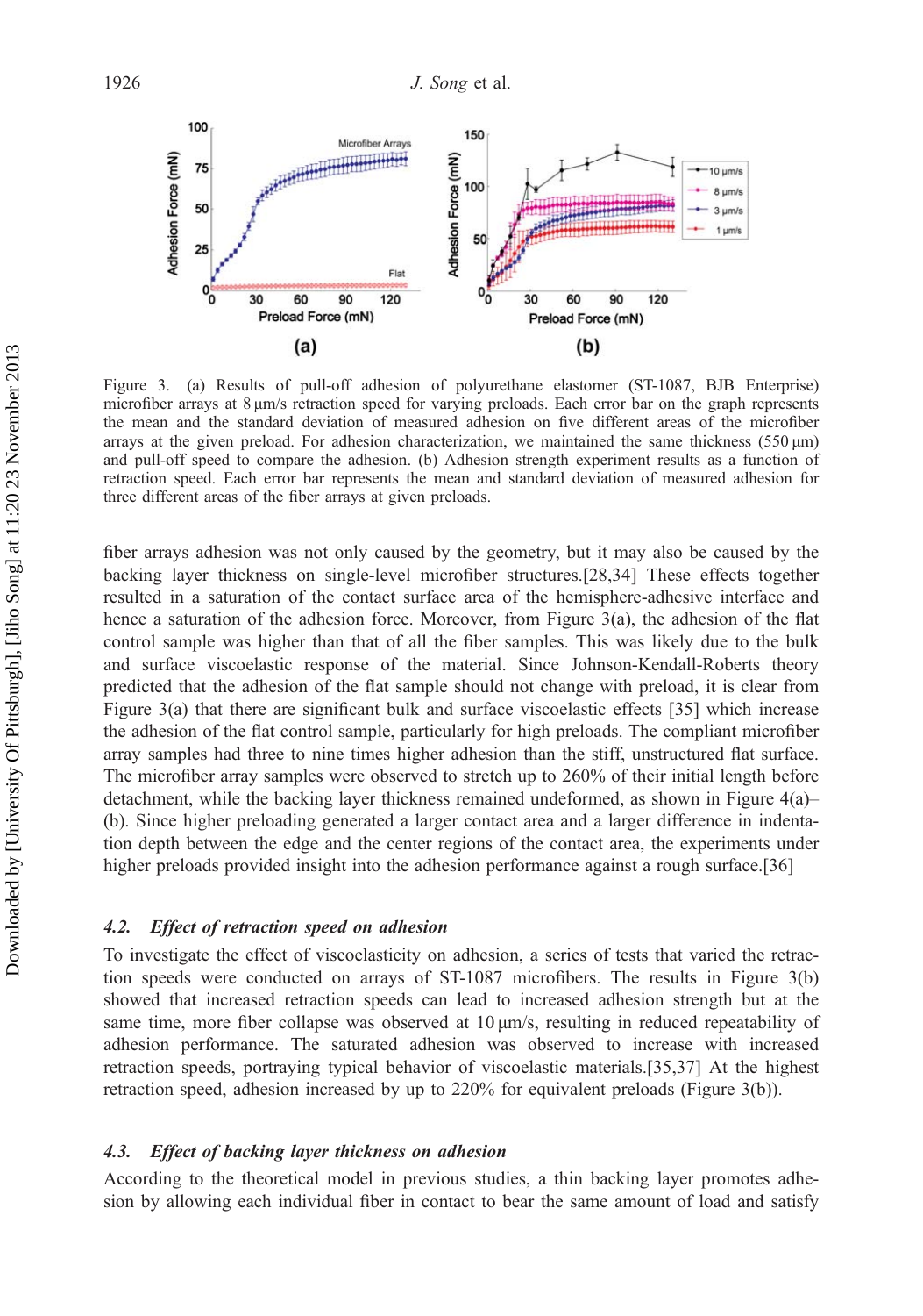Figure 3. (a) Results of pull-off adhesion of polyurethane elastomer (ST-1087, BJB Enterprise) microfiber arrays at 8 μm/s retraction speed for varying preloads. Each error bar on the graph represents the mean and the standard deviation of measured adhesion on five different areas of the microfiber arrays at the given preload. For adhesion characterization, we maintained the same thickness (550 μm) and pull-off speed to compare the adhesion. (b) Adhesion strength experiment results as a function of retraction speed. Each error bar represents the mean and standard deviation of measured adhesion for three different areas of the fiber arrays at given preloads.

fiber arrays adhesion was not only caused by the geometry, but it may also be caused by the backing layer thickness on single-level microfiber structures.[28,34] These effects together resulted in a saturation of the contact surface area of the hemisphere-adhesive interface and hence a saturation of the adhesion force. Moreover, from Figure 3(a), the adhesion of the flat control sample was higher than that of all the fiber samples. This was likely due to the bulk and surface viscoelastic response of the material. Since Johnson-Kendall-Roberts theory predicted that the adhesion of the flat sample should not change with preload, it is clear from Figure 3(a) that there are significant bulk and surface viscoelastic effects [35] which increase the adhesion of the flat control sample, particularly for high preloads. The compliant microfiber array samples had three to nine times higher adhesion than the stiff, unstructured flat surface. The microfiber array samples were observed to stretch up to 260% of their initial length before detachment, while the backing layer thickness remained undeformed, as shown in Figure 4(a)–(b). Since higher preloading generated a larger contact area and a larger difference in indentation depth between the edge and the center regions of the contact area, the experiments under higher preloads provided insight into the adhesion performance against a rough surface.[36]

### *4.2. Effect of retraction speed on adhesion*

To investigate the effect of viscoelasticity on adhesion, a series of tests that varied the retraction speeds were conducted on arrays of ST-1087 microfibers. The results in Figure 3(b) showed that increased retraction speeds can lead to increased adhesion strength but at the same time, more fiber collapse was observed at 10 μm/s, resulting in reduced repeatability of adhesion performance. The saturated adhesion was observed to increase with increased retraction speeds, portraying typical behavior of viscoelastic materials.[35,37] At the highest retraction speed, adhesion increased by up to 220% for equivalent preloads (Figure 3(b)).

### *4.3. Effect of backing layer thickness on adhesion*

According to the theoretical model in previous studies, a thin backing layer promotes adhesion by allowing each individual fiber in contact to bear the same amount of load and satisfy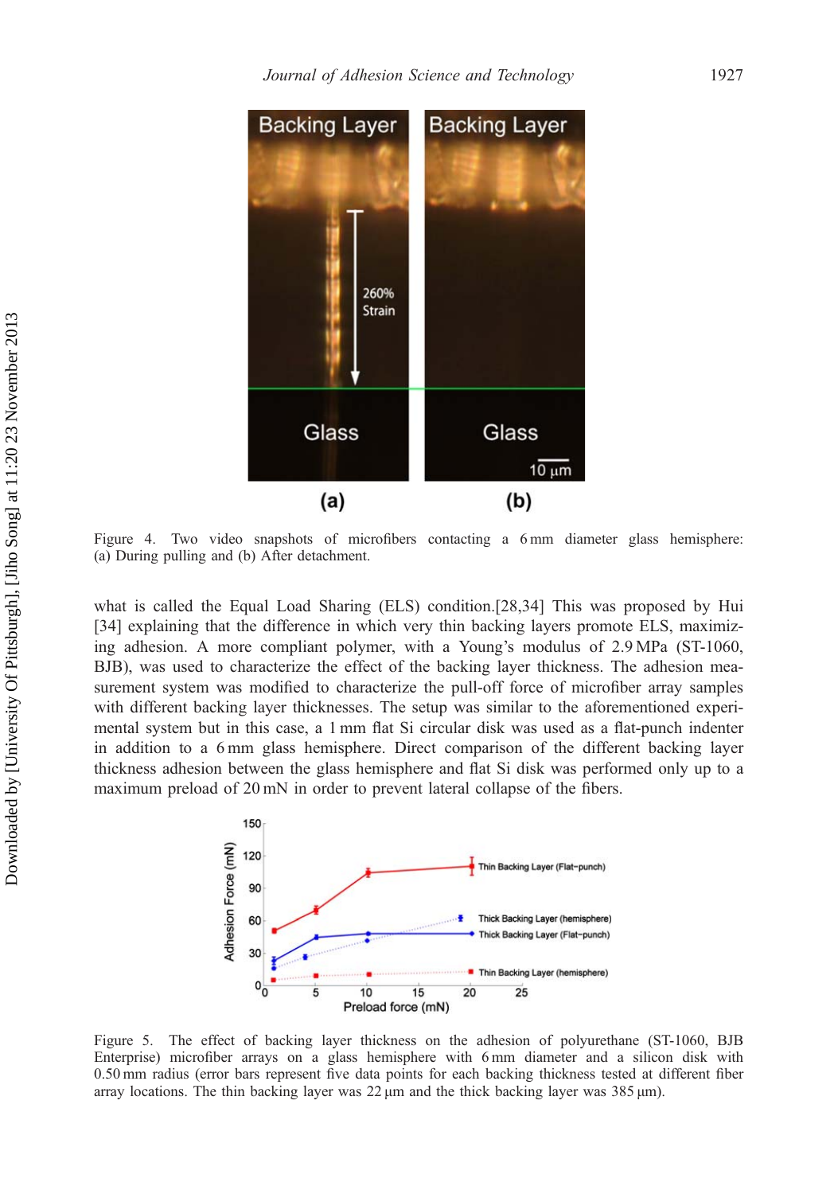Figure 4. Two video snapshots of microfibers contacting a 6 mm diameter glass hemisphere: (a) During pulling and (b) After detachment.

what is called the Equal Load Sharing (ELS) condition.[28,34] This was proposed by Hui [34] explaining that the difference in which very thin backing layers promote ELS, maximizing adhesion. A more compliant polymer, with a Young's modulus of 2.9 MPa (ST-1060, BJB), was used to characterize the effect of the backing layer thickness. The adhesion measurement system was modified to characterize the pull-off force of microfiber array samples with different backing layer thicknesses. The setup was similar to the aforementioned experimental system but in this case, a 1 mm flat Si circular disk was used as a flat-punch indenter in addition to a 6 mm glass hemisphere. Direct comparison of the different backing layer thickness adhesion between the glass hemisphere and flat Si disk was performed only up to a maximum preload of 20 mN in order to prevent lateral collapse of the fibers.

Figure 5. The effect of backing layer thickness on the adhesion of polyurethane (ST-1060, BJB Enterprise) microfiber arrays on a glass hemisphere with 6 mm diameter and a silicon disk with 0.50 mm radius (error bars represent five data points for each backing thickness tested at different fiber array locations. The thin backing layer was 22 μm and the thick backing layer was 385 μm).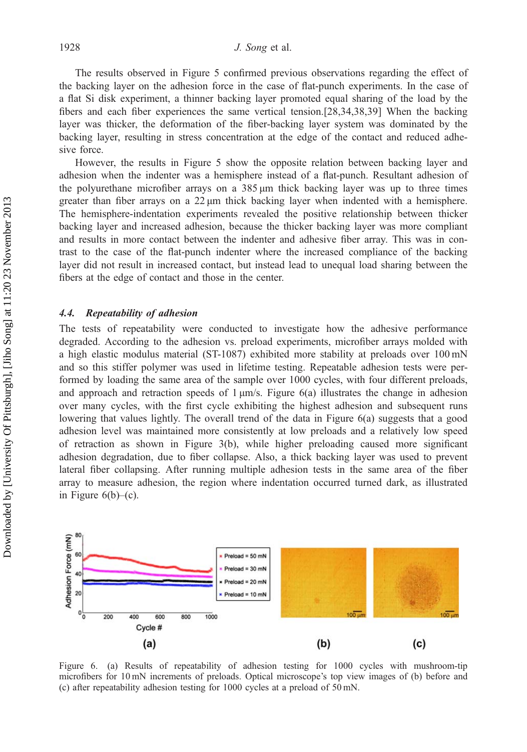The results observed in Figure 5 confirmed previous observations regarding the effect of the backing layer on the adhesion force in the case of flat-punch experiments. In the case of a flat Si disk experiment, a thinner backing layer promoted equal sharing of the load by the fibers and each fiber experiences the same vertical tension.[28,34,38,39] When the backing layer was thicker, the deformation of the fiber-backing layer system was dominated by the backing layer, resulting in stress concentration at the edge of the contact and reduced adhesive force.

However, the results in Figure 5 show the opposite relation between backing layer and adhesion when the indenter was a hemisphere instead of a flat-punch. Resultant adhesion of the polyurethane microfiber arrays on a 385 μm thick backing layer was up to three times greater than fiber arrays on a 22 μm thick backing layer when indented with a hemisphere. The hemisphere-indentation experiments revealed the positive relationship between thicker backing layer and increased adhesion, because the thicker backing layer was more compliant and results in more contact between the indenter and adhesive fiber array. This was in contrast to the case of the flat-punch indenter where the increased compliance of the backing layer did not result in increased contact, but instead lead to unequal load sharing between the fibers at the edge of contact and those in the center.

### 4.4. *Repeatability of adhesion*

The tests of repeatability were conducted to investigate how the adhesive performance degraded. According to the adhesion vs. preload experiments, microfiber arrays molded with a high elastic modulus material (ST-1087) exhibited more stability at preloads over 100 mN and so this stiffer polymer was used in lifetime testing. Repeatable adhesion tests were performed by loading the same area of the sample over 1000 cycles, with four different preloads, and approach and retraction speeds of 1 μm/s. Figure 6(a) illustrates the change in adhesion over many cycles, with the first cycle exhibiting the highest adhesion and subsequent runs lowering that values lightly. The overall trend of the data in Figure 6(a) suggests that a good adhesion level was maintained more consistently at low preloads and a relatively low speed of retraction as shown in Figure 3(b), while higher preloading caused more significant adhesion degradation, due to fiber collapse. Also, a thick backing layer was used to prevent lateral fiber collapsing. After running multiple adhesion tests in the same area of the fiber array to measure adhesion, the region where indentation occurred turned dark, as illustrated in Figure 6(b)–(c).

Figure 6. (a) Results of repeatability of adhesion testing for 1000 cycles with mushroom-tip microfibers for 10 mN increments of preloads. Optical microscope's top view images of (b) before and (c) after repeatability adhesion testing for 1000 cycles at a preload of 50 mN.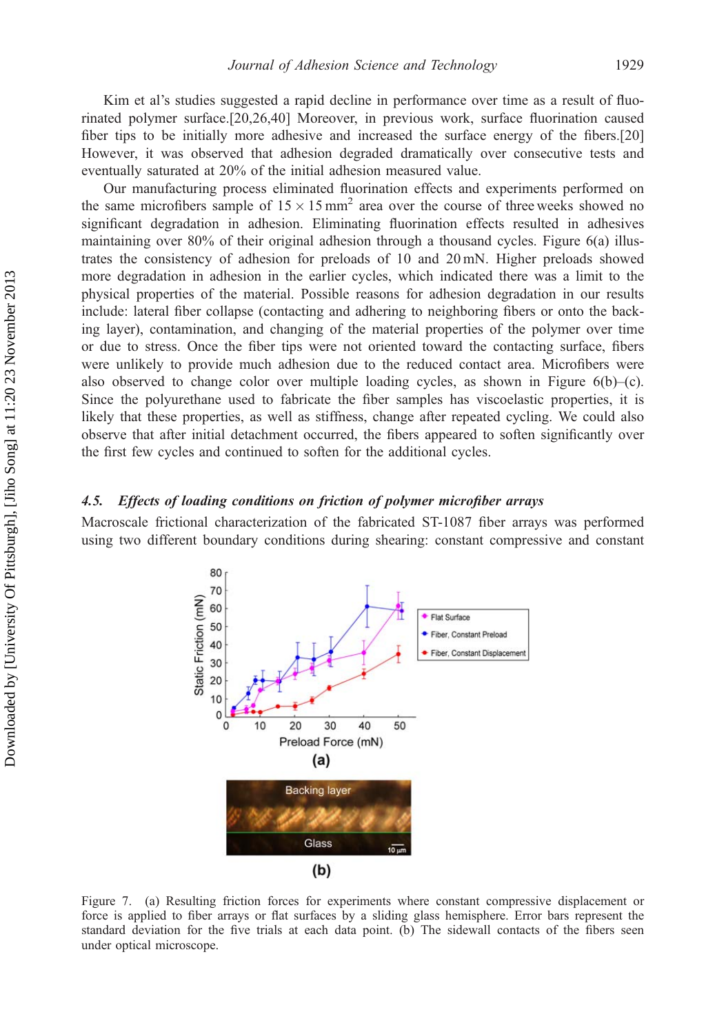Kim et al's studies suggested a rapid decline in performance over time as a result of fluorinated polymer surface.[20,26,40] Moreover, in previous work, surface fluorination caused fiber tips to be initially more adhesive and increased the surface energy of the fibers.[20] However, it was observed that adhesion degraded dramatically over consecutive tests and eventually saturated at 20% of the initial adhesion measured value.

Our manufacturing process eliminated fluorination effects and experiments performed on the same microfibers sample of $15 \times 15\,\text{mm}^2$ area over the course of three weeks showed no significant degradation in adhesion. Eliminating fluorination effects resulted in adhesives maintaining over 80% of their original adhesion through a thousand cycles. Figure 6(a) illustrates the consistency of adhesion for preloads of 10 and 20 mN. Higher preloads showed more degradation in adhesion in the earlier cycles, which indicated there was a limit to the physical properties of the material. Possible reasons for adhesion degradation in our results include: lateral fiber collapse (contacting and adhering to neighboring fibers or onto the backing layer), contamination, and changing of the material properties of the polymer over time or due to stress. Once the fiber tips were not oriented toward the contacting surface, fibers were unlikely to provide much adhesion due to the reduced contact area. Microfibers were also observed to change color over multiple loading cycles, as shown in Figure 6(b)–(c). Since the polyurethane used to fabricate the fiber samples has viscoelastic properties, it is likely that these properties, as well as stiffness, change after repeated cycling. We could also observe that after initial detachment occurred, the fibers appeared to soften significantly over the first few cycles and continued to soften for the additional cycles.

### 4.5. *Effects of loading conditions on friction of polymer microfiber arrays*

Macroscale frictional characterization of the fabricated ST-1087 fiber arrays was performed using two different boundary conditions during shearing: constant compressive and constant

Figure 7. (a) Resulting friction forces for experiments where constant compressive displacement or force is applied to fiber arrays or flat surfaces by a sliding glass hemisphere. Error bars represent the standard deviation for the five trials at each data point. (b) The sidewall contacts of the fibers seen under optical microscope.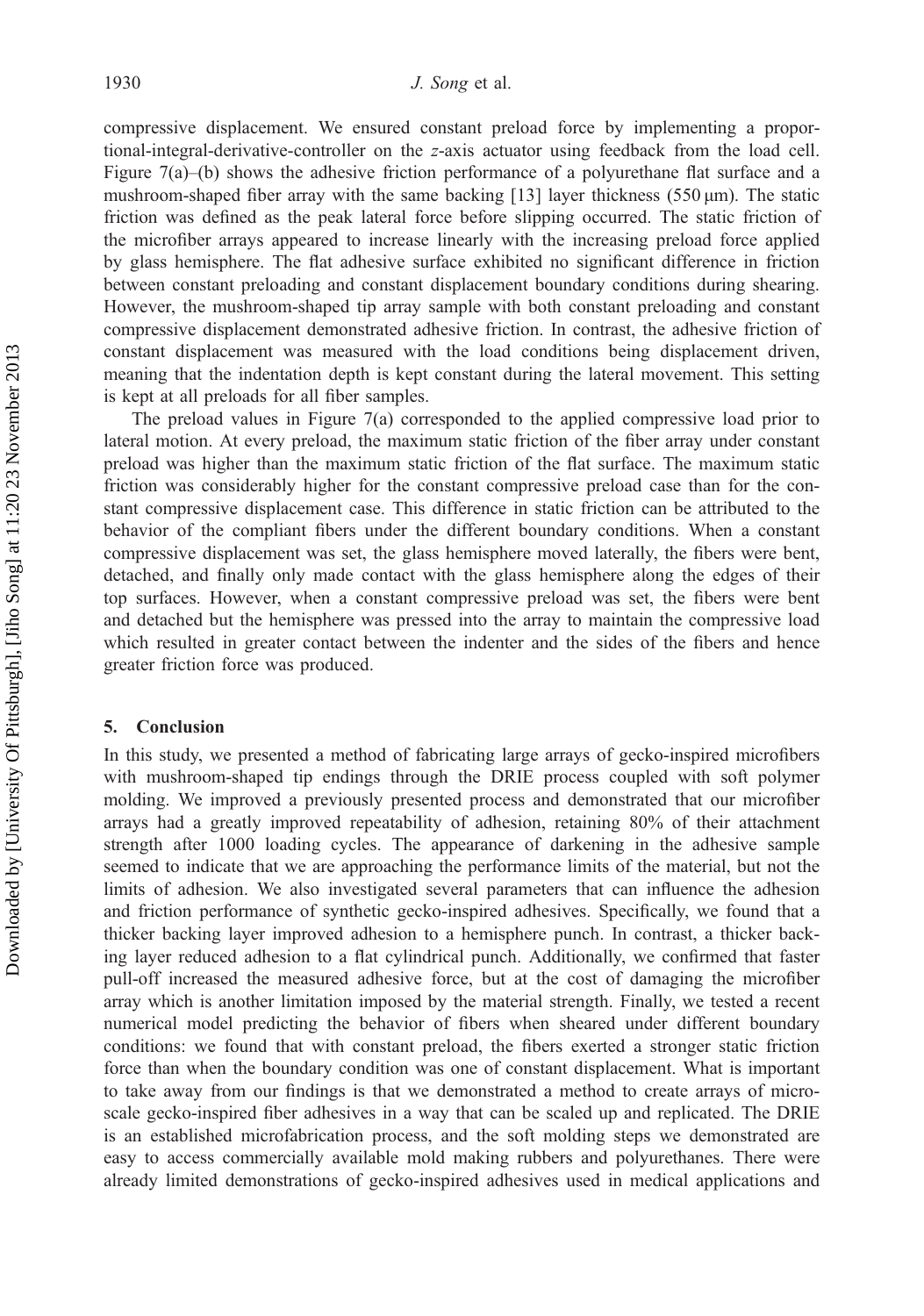compressive displacement. We ensured constant preload force by implementing a proportional-integral-derivative-controller on the *z*-axis actuator using feedback from the load cell. Figure 7(a)–(b) shows the adhesive friction performance of a polyurethane flat surface and a mushroom-shaped fiber array with the same backing [13] layer thickness (550 μm). The static friction was defined as the peak lateral force before slipping occurred. The static friction of the microfiber arrays appeared to increase linearly with the increasing preload force applied by glass hemisphere. The flat adhesive surface exhibited no significant difference in friction between constant preloading and constant displacement boundary conditions during shearing. However, the mushroom-shaped tip array sample with both constant preloading and constant compressive displacement demonstrated adhesive friction. In contrast, the adhesive friction of constant displacement was measured with the load conditions being displacement driven, meaning that the indentation depth is kept constant during the lateral movement. This setting is kept at all preloads for all fiber samples.

The preload values in Figure 7(a) corresponded to the applied compressive load prior to lateral motion. At every preload, the maximum static friction of the fiber array under constant preload was higher than the maximum static friction of the flat surface. The maximum static friction was considerably higher for the constant compressive preload case than for the constant compressive displacement case. This difference in static friction can be attributed to the behavior of the compliant fibers under the different boundary conditions. When a constant compressive displacement was set, the glass hemisphere moved laterally, the fibers were bent, detached, and finally only made contact with the glass hemisphere along the edges of their top surfaces. However, when a constant compressive preload was set, the fibers were bent and detached but the hemisphere was pressed into the array to maintain the compressive load which resulted in greater contact between the indenter and the sides of the fibers and hence greater friction force was produced.

## 5. Conclusion

In this study, we presented a method of fabricating large arrays of gecko-inspired microfibers with mushroom-shaped tip endings through the DRIE process coupled with soft polymer molding. We improved a previously presented process and demonstrated that our microfiber arrays had a greatly improved repeatability of adhesion, retaining 80% of their attachment strength after 1000 loading cycles. The appearance of darkening in the adhesive sample seemed to indicate that we are approaching the performance limits of the material, but not the limits of adhesion. We also investigated several parameters that can influence the adhesion and friction performance of synthetic gecko-inspired adhesives. Specifically, we found that a thicker backing layer improved adhesion to a hemisphere punch. In contrast, a thicker backing layer reduced adhesion to a flat cylindrical punch. Additionally, we confirmed that faster pull-off increased the measured adhesive force, but at the cost of damaging the microfiber array which is another limitation imposed by the material strength. Finally, we tested a recent numerical model predicting the behavior of fibers when sheared under different boundary conditions: we found that with constant preload, the fibers exerted a stronger static friction force than when the boundary condition was one of constant displacement. What is important to take away from our findings is that we demonstrated a method to create arrays of microscale gecko-inspired fiber adhesives in a way that can be scaled up and replicated. The DRIE is an established microfabrication process, and the soft molding steps we demonstrated are easy to access commercially available mold making rubbers and polyurethanes. There were already limited demonstrations of gecko-inspired adhesives used in medical applications and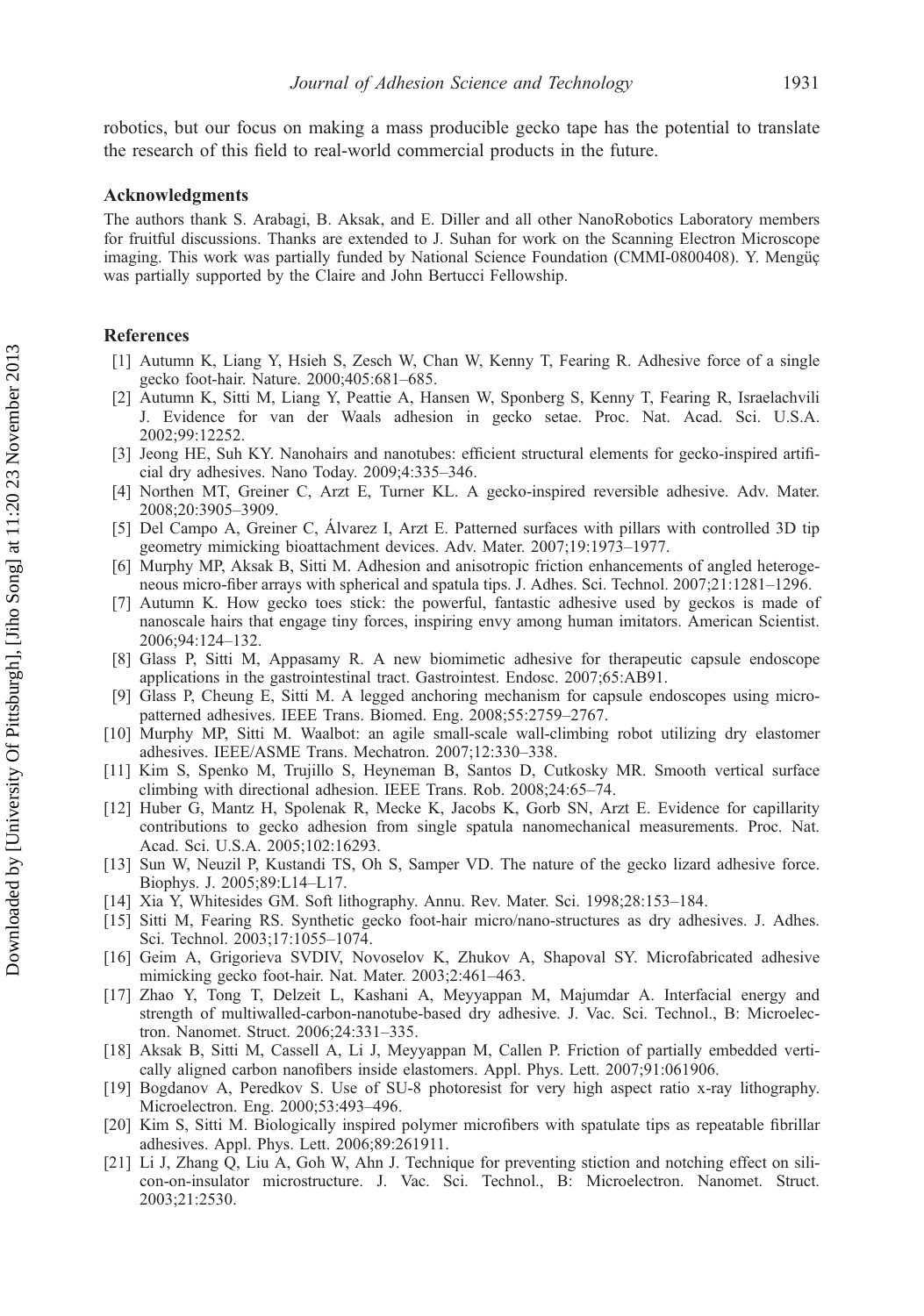robotics, but our focus on making a mass producible gecko tape has the potential to translate the research of this field to real-world commercial products in the future.

## Acknowledgments

The authors thank S. Arabagi, B. Aksak, and E. Diller and all other NanoRobotics Laboratory members for fruitful discussions. Thanks are extended to J. Suhan for work on the Scanning Electron Microscope imaging. This work was partially funded by National Science Foundation (CMMI-0800408). Y. Mengüç was partially supported by the Claire and John Bertucci Fellowship.

## References

[1] Autumn K, Liang Y, Hsieh S, Zesch W, Chan W, Kenny T, Fearing R. Adhesive force of a single gecko foot-hair. Nature. 2000;405:681–685.

[2] Autumn K, Sitti M, Liang Y, Peattie A, Hansen W, Sponberg S, Kenny T, Fearing R, Israelachvili J. Evidence for van der Waals adhesion in gecko setae. Proc. Nat. Acad. Sci. U.S.A. 2002;99:12252.

[3] Jeong HE, Suh KY. Nanohairs and nanotubes: efficient structural elements for gecko-inspired artificial dry adhesives. Nano Today. 2009;4:335–346.

[4] Northen MT, Greiner C, Arzt E, Turner KL. A gecko-inspired reversible adhesive. Adv. Mater. 2008;20:3905–3909.

[5] Del Campo A, Greiner C, Álvarez I, Arzt E. Patterned surfaces with pillars with controlled 3D tip geometry mimicking bioattachment devices. Adv. Mater. 2007;19:1973–1977.

[6] Murphy MP, Aksak B, Sitti M. Adhesion and anisotropic friction enhancements of angled heterogeneous micro-fiber arrays with spherical and spatula tips. J. Adhes. Sci. Technol. 2007;21:1281–1296.

[7] Autumn K. How gecko toes stick: the powerful, fantastic adhesive used by geckos is made of nanoscale hairs that engage tiny forces, inspiring envy among human imitators. American Scientist. 2006;94:124–132.

[8] Glass P, Sitti M, Appasamy R. A new biomimetic adhesive for therapeutic capsule endoscope applications in the gastrointestinal tract. Gastrointest. Endosc. 2007;65:AB91.

[9] Glass P, Cheung E, Sitti M. A legged anchoring mechanism for capsule endoscopes using micropatterned adhesives. IEEE Trans. Biomed. Eng. 2008;55:2759–2767.

[10] Murphy MP, Sitti M. Waalbot: an agile small-scale wall-climbing robot utilizing dry elastomer adhesives. IEEE/ASME Trans. Mechatron. 2007;12:330–338.

[11] Kim S, Spenko M, Trujillo S, Heyneman B, Santos D, Cutkosky MR. Smooth vertical surface climbing with directional adhesion. IEEE Trans. Rob. 2008;24:65–74.

[12] Huber G, Mantz H, Spolenak R, Mecke K, Jacobs K, Gorb SN, Arzt E. Evidence for capillarity contributions to gecko adhesion from single spatula nanomechanical measurements. Proc. Nat. Acad. Sci. U.S.A. 2005;102:16293.

[13] Sun W, Neuzil P, Kustandi TS, Oh S, Samper VD. The nature of the gecko lizard adhesive force. Biophys. J. 2005;89:L14–L17.

[14] Xia Y, Whitesides GM. Soft lithography. Annu. Rev. Mater. Sci. 1998;28:153–184.

[15] Sitti M, Fearing RS. Synthetic gecko foot-hair micro/nano-structures as dry adhesives. J. Adhes. Sci. Technol. 2003;17:1055–1074.

[16] Geim A, Grigorieva SVDIV, Novoselov K, Zhukov A, Shapoval SY. Microfabricated adhesive mimicking gecko foot-hair. Nat. Mater. 2003;2:461–463.

[17] Zhao Y, Tong T, Delzeit L, Kashani A, Meyyappan M, Majumdar A. Interfacial energy and strength of multiwalled-carbon-nanotube-based dry adhesive. J. Vac. Sci. Technol., B: Microelectron. Nanomet. Struct. 2006;24:331–335.

[18] Aksak B, Sitti M, Cassell A, Li J, Meyyappan M, Callen P. Friction of partially embedded vertically aligned carbon nanofibers inside elastomers. Appl. Phys. Lett. 2007;91:061906.

[19] Bogdanov A, Peredkov S. Use of SU-8 photoresist for very high aspect ratio x-ray lithography. Microelectron. Eng. 2000;53:493–496.

[20] Kim S, Sitti M. Biologically inspired polymer microfibers with spatulate tips as repeatable fibrillar adhesives. Appl. Phys. Lett. 2006;89:261911.

[21] Li J, Zhang Q, Liu A, Goh W, Ahn J. Technique for preventing stiction and notching effect on silicon-on-insulator microstructure. J. Vac. Sci. Technol., B: Microelectron. Nanomet. Struct. 2003;21:2530.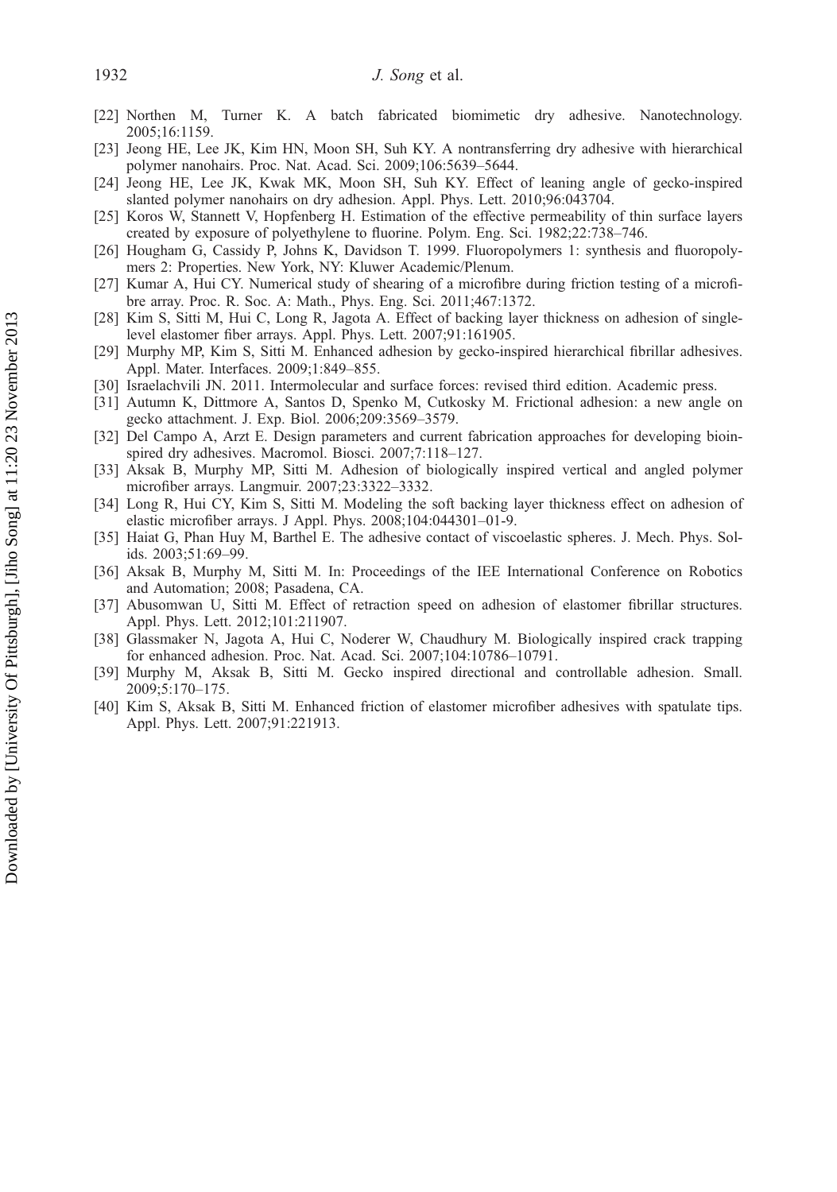[22] Northen M, Turner K. A batch fabricated biomimetic dry adhesive. Nanotechnology. 2005;16:1159.

[23] Jeong HE, Lee JK, Kim HN, Moon SH, Suh KY. A nontransferring dry adhesive with hierarchical polymer nanohairs. Proc. Nat. Acad. Sci. 2009;106:5639–5644.

[24] Jeong HE, Lee JK, Kwak MK, Moon SH, Suh KY. Effect of leaning angle of gecko-inspired slanted polymer nanohairs on dry adhesion. Appl. Phys. Lett. 2010;96:043704.

[25] Koros W, Stannett V, Hopfenberg H. Estimation of the effective permeability of thin surface layers created by exposure of polyethylene to fluorine. Polym. Eng. Sci. 1982;22:738–746.

[26] Hougham G, Cassidy P, Johns K, Davidson T. 1999. Fluoropolymers 1: synthesis and fluoropolymers 2: Properties. New York, NY: Kluwer Academic/Plenum.

[27] Kumar A, Hui CY. Numerical study of shearing of a microfibre during friction testing of a microfibre array. Proc. R. Soc. A: Math., Phys. Eng. Sci. 2011;467:1372.

[28] Kim S, Sitti M, Hui C, Long R, Jagota A. Effect of backing layer thickness on adhesion of single-level elastomer fiber arrays. Appl. Phys. Lett. 2007;91:161905.

[29] Murphy MP, Kim S, Sitti M. Enhanced adhesion by gecko-inspired hierarchical fibrillar adhesives. Appl. Mater. Interfaces. 2009;1:849–855.

[30] Israelachvili JN. 2011. Intermolecular and surface forces: revised third edition. Academic press.

[31] Autumn K, Dittmore A, Santos D, Spenko M, Cutkosky M. Frictional adhesion: a new angle on gecko attachment. J. Exp. Biol. 2006;209:3569–3579.

[32] Del Campo A, Arzt E. Design parameters and current fabrication approaches for developing bioinspired dry adhesives. Macromol. Biosci. 2007;7:118–127.

[33] Aksak B, Murphy MP, Sitti M. Adhesion of biologically inspired vertical and angled polymer microfiber arrays. Langmuir. 2007;23:3322–3332.

[34] Long R, Hui CY, Kim S, Sitti M. Modeling the soft backing layer thickness effect on adhesion of elastic microfiber arrays. J Appl. Phys. 2008;104:044301–01-9.

[35] Haiat G, Phan Huy M, Barthel E. The adhesive contact of viscoelastic spheres. J. Mech. Phys. Solids. 2003;51:69–99.

[36] Aksak B, Murphy M, Sitti M. In: Proceedings of the IEE International Conference on Robotics and Automation; 2008; Pasadena, CA.

[37] Abusomwan U, Sitti M. Effect of retraction speed on adhesion of elastomer fibrillar structures. Appl. Phys. Lett. 2012;101:211907.

[38] Glassmaker N, Jagota A, Hui C, Noderer W, Chaudhury M. Biologically inspired crack trapping for enhanced adhesion. Proc. Nat. Acad. Sci. 2007;104:10786–10791.

[39] Murphy M, Aksak B, Sitti M. Gecko inspired directional and controllable adhesion. Small. 2009;5:170–175.

[40] Kim S, Aksak B, Sitti M. Enhanced friction of elastomer microfiber adhesives with spatulate tips. Appl. Phys. Lett. 2007;91:221913.